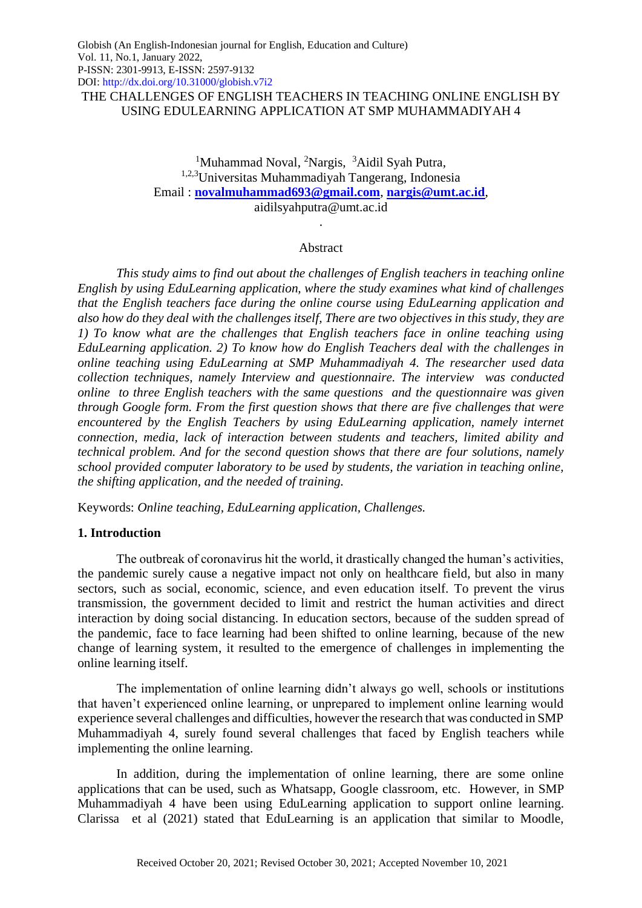Globish (An English-Indonesian journal for English, Education and Culture)
Vol. 11, No.1, January 2022,
P-ISSN: 2301-9913, E-ISSN: 2597-9132
DOI: http://dx.doi.org/10.31000/globish.v7i2

# THE CHALLENGES OF ENGLISH TEACHERS IN TEACHING ONLINE ENGLISH BY USING EDULEARNING APPLICATION AT SMP MUHAMMADIYAH 4

[1]Muhammad Noval, [2]Nargis, [3]Aidil Syah Putra,
[1,2,3]Universitas Muhammadiyah Tangerang, Indonesia
Email : **novalmuhammad693@gmail.com**, **nargis@umt.ac.id**, aidilsyahputra@umt.ac.id

## Abstract

*This study aims to find out about the challenges of English teachers in teaching online English by using EduLearning application, where the study examines what kind of challenges that the English teachers face during the online course using EduLearning application and also how do they deal with the challenges itself, There are two objectives in this study, they are 1) To know what are the challenges that English teachers face in online teaching using EduLearning application. 2) To know how do English Teachers deal with the challenges in online teaching using EduLearning at SMP Muhammadiyah 4. The researcher used data collection techniques, namely Interview and questionnaire. The interview was conducted online to three English teachers with the same questions and the questionnaire was given through Google form. From the first question shows that there are five challenges that were encountered by the English Teachers by using EduLearning application, namely internet connection, media, lack of interaction between students and teachers, limited ability and technical problem. And for the second question shows that there are four solutions, namely school provided computer laboratory to be used by students, the variation in teaching online, the shifting application, and the needed of training.*

Keywords: *Online teaching, EduLearning application, Challenges.*

## 1. Introduction

The outbreak of coronavirus hit the world, it drastically changed the human's activities, the pandemic surely cause a negative impact not only on healthcare field, but also in many sectors, such as social, economic, science, and even education itself. To prevent the virus transmission, the government decided to limit and restrict the human activities and direct interaction by doing social distancing. In education sectors, because of the sudden spread of the pandemic, face to face learning had been shifted to online learning, because of the new change of learning system, it resulted to the emergence of challenges in implementing the online learning itself.

The implementation of online learning didn't always go well, schools or institutions that haven't experienced online learning, or unprepared to implement online learning would experience several challenges and difficulties, however the research that was conducted in SMP Muhammadiyah 4, surely found several challenges that faced by English teachers while implementing the online learning.

In addition, during the implementation of online learning, there are some online applications that can be used, such as Whatsapp, Google classroom, etc. However, in SMP Muhammadiyah 4 have been using EduLearning application to support online learning. Clarissa et al (2021) stated that EduLearning is an application that similar to Moodle,

Received October 20, 2021; Revised October 30, 2021; Accepted November 10, 2021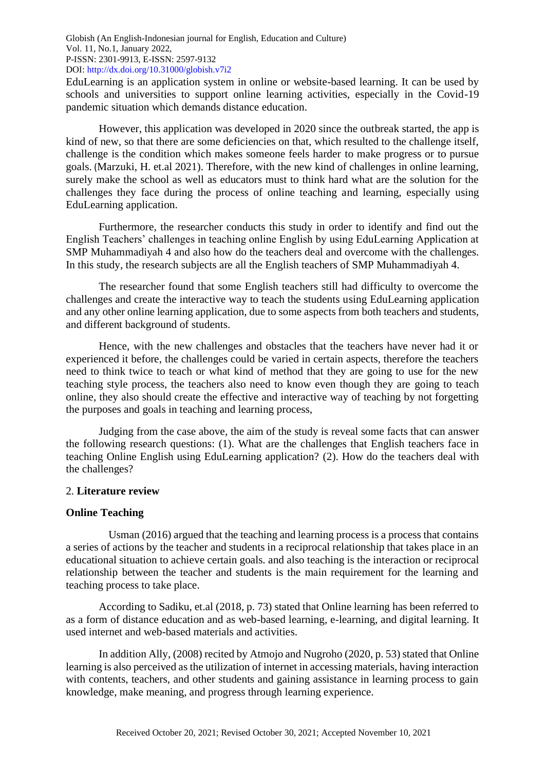EduLearning is an application system in online or website-based learning. It can be used by schools and universities to support online learning activities, especially in the Covid-19 pandemic situation which demands distance education.

However, this application was developed in 2020 since the outbreak started, the app is kind of new, so that there are some deficiencies on that, which resulted to the challenge itself, challenge is the condition which makes someone feels harder to make progress or to pursue goals. (Marzuki, H. et.al 2021). Therefore, with the new kind of challenges in online learning, surely make the school as well as educators must to think hard what are the solution for the challenges they face during the process of online teaching and learning, especially using EduLearning application.

Furthermore, the researcher conducts this study in order to identify and find out the English Teachers' challenges in teaching online English by using EduLearning Application at SMP Muhammadiyah 4 and also how do the teachers deal and overcome with the challenges. In this study, the research subjects are all the English teachers of SMP Muhammadiyah 4.

The researcher found that some English teachers still had difficulty to overcome the challenges and create the interactive way to teach the students using EduLearning application and any other online learning application, due to some aspects from both teachers and students, and different background of students.

Hence, with the new challenges and obstacles that the teachers have never had it or experienced it before, the challenges could be varied in certain aspects, therefore the teachers need to think twice to teach or what kind of method that they are going to use for the new teaching style process, the teachers also need to know even though they are going to teach online, they also should create the effective and interactive way of teaching by not forgetting the purposes and goals in teaching and learning process,

Judging from the case above, the aim of the study is reveal some facts that can answer the following research questions: (1). What are the challenges that English teachers face in teaching Online English using EduLearning application? (2). How do the teachers deal with the challenges?

## 2. Literature review

### Online Teaching

Usman (2016) argued that the teaching and learning process is a process that contains a series of actions by the teacher and students in a reciprocal relationship that takes place in an educational situation to achieve certain goals. and also teaching is the interaction or reciprocal relationship between the teacher and students is the main requirement for the learning and teaching process to take place.

According to Sadiku, et.al (2018, p. 73) stated that Online learning has been referred to as a form of distance education and as web-based learning, e-learning, and digital learning. It used internet and web-based materials and activities.

In addition Ally, (2008) recited by Atmojo and Nugroho (2020, p. 53) stated that Online learning is also perceived as the utilization of internet in accessing materials, having interaction with contents, teachers, and other students and gaining assistance in learning process to gain knowledge, make meaning, and progress through learning experience.

Received October 20, 2021; Revised October 30, 2021; Accepted November 10, 2021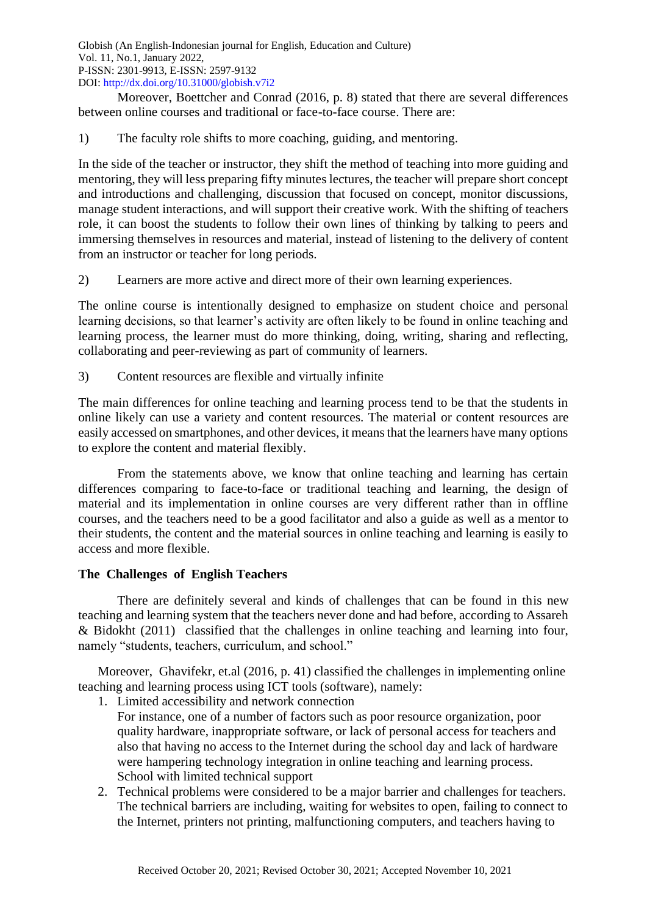Moreover, Boettcher and Conrad (2016, p. 8) stated that there are several differences between online courses and traditional or face-to-face course. There are:

1) The faculty role shifts to more coaching, guiding, and mentoring.

In the side of the teacher or instructor, they shift the method of teaching into more guiding and mentoring, they will less preparing fifty minutes lectures, the teacher will prepare short concept and introductions and challenging, discussion that focused on concept, monitor discussions, manage student interactions, and will support their creative work. With the shifting of teachers role, it can boost the students to follow their own lines of thinking by talking to peers and immersing themselves in resources and material, instead of listening to the delivery of content from an instructor or teacher for long periods.

2) Learners are more active and direct more of their own learning experiences.

The online course is intentionally designed to emphasize on student choice and personal learning decisions, so that learner's activity are often likely to be found in online teaching and learning process, the learner must do more thinking, doing, writing, sharing and reflecting, collaborating and peer-reviewing as part of community of learners.

3) Content resources are flexible and virtually infinite

The main differences for online teaching and learning process tend to be that the students in online likely can use a variety and content resources. The material or content resources are easily accessed on smartphones, and other devices, it means that the learners have many options to explore the content and material flexibly.

From the statements above, we know that online teaching and learning has certain differences comparing to face-to-face or traditional teaching and learning, the design of material and its implementation in online courses are very different rather than in offline courses, and the teachers need to be a good facilitator and also a guide as well as a mentor to their students, the content and the material sources in online teaching and learning is easily to access and more flexible.

**The Challenges of English Teachers**

There are definitely several and kinds of challenges that can be found in this new teaching and learning system that the teachers never done and had before, according to Assareh & Bidokht (2011) classified that the challenges in online teaching and learning into four, namely "students, teachers, curriculum, and school."

Moreover, Ghavifekr, et.al (2016, p. 41) classified the challenges in implementing online teaching and learning process using ICT tools (software), namely:

1. Limited accessibility and network connection
   For instance, one of a number of factors such as poor resource organization, poor quality hardware, inappropriate software, or lack of personal access for teachers and also that having no access to the Internet during the school day and lack of hardware were hampering technology integration in online teaching and learning process. School with limited technical support
2. Technical problems were considered to be a major barrier and challenges for teachers. The technical barriers are including, waiting for websites to open, failing to connect to the Internet, printers not printing, malfunctioning computers, and teachers having to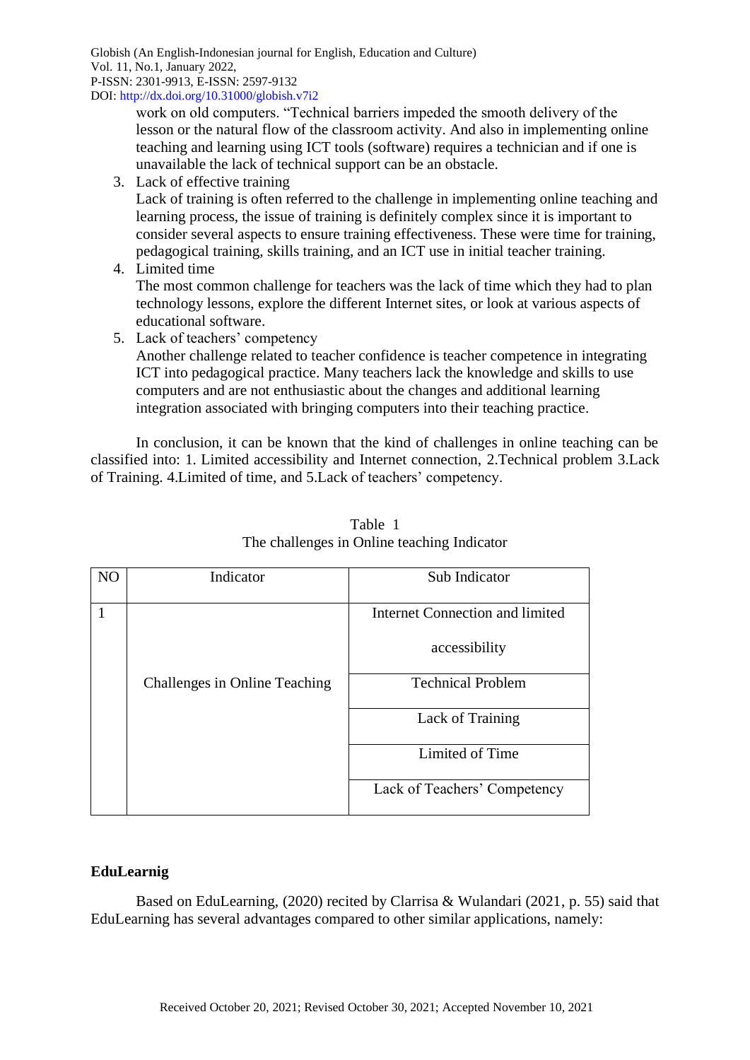work on old computers. "Technical barriers impeded the smooth delivery of the lesson or the natural flow of the classroom activity. And also in implementing online teaching and learning using ICT tools (software) requires a technician and if one is unavailable the lack of technical support can be an obstacle.

3. Lack of effective training
   Lack of training is often referred to the challenge in implementing online teaching and learning process, the issue of training is definitely complex since it is important to consider several aspects to ensure training effectiveness. These were time for training, pedagogical training, skills training, and an ICT use in initial teacher training.
4. Limited time
   The most common challenge for teachers was the lack of time which they had to plan technology lessons, explore the different Internet sites, or look at various aspects of educational software.
5. Lack of teachers' competency
   Another challenge related to teacher confidence is teacher competence in integrating ICT into pedagogical practice. Many teachers lack the knowledge and skills to use computers and are not enthusiastic about the changes and additional learning integration associated with bringing computers into their teaching practice.

In conclusion, it can be known that the kind of challenges in online teaching can be classified into: 1. Limited accessibility and Internet connection, 2.Technical problem 3.Lack of Training. 4.Limited of time, and 5.Lack of teachers' competency.

Table 1
The challenges in Online teaching Indicator

| NO | Indicator | Sub Indicator |
|---|---|---|
| 1 | Challenges in Online Teaching | Internet Connection and limited accessibility |
| | | Technical Problem |
| | | Lack of Training |
| | | Limited of Time |
| | | Lack of Teachers' Competency |

**EduLearnig**

Based on EduLearning, (2020) recited by Clarrisa & Wulandari (2021, p. 55) said that EduLearning has several advantages compared to other similar applications, namely: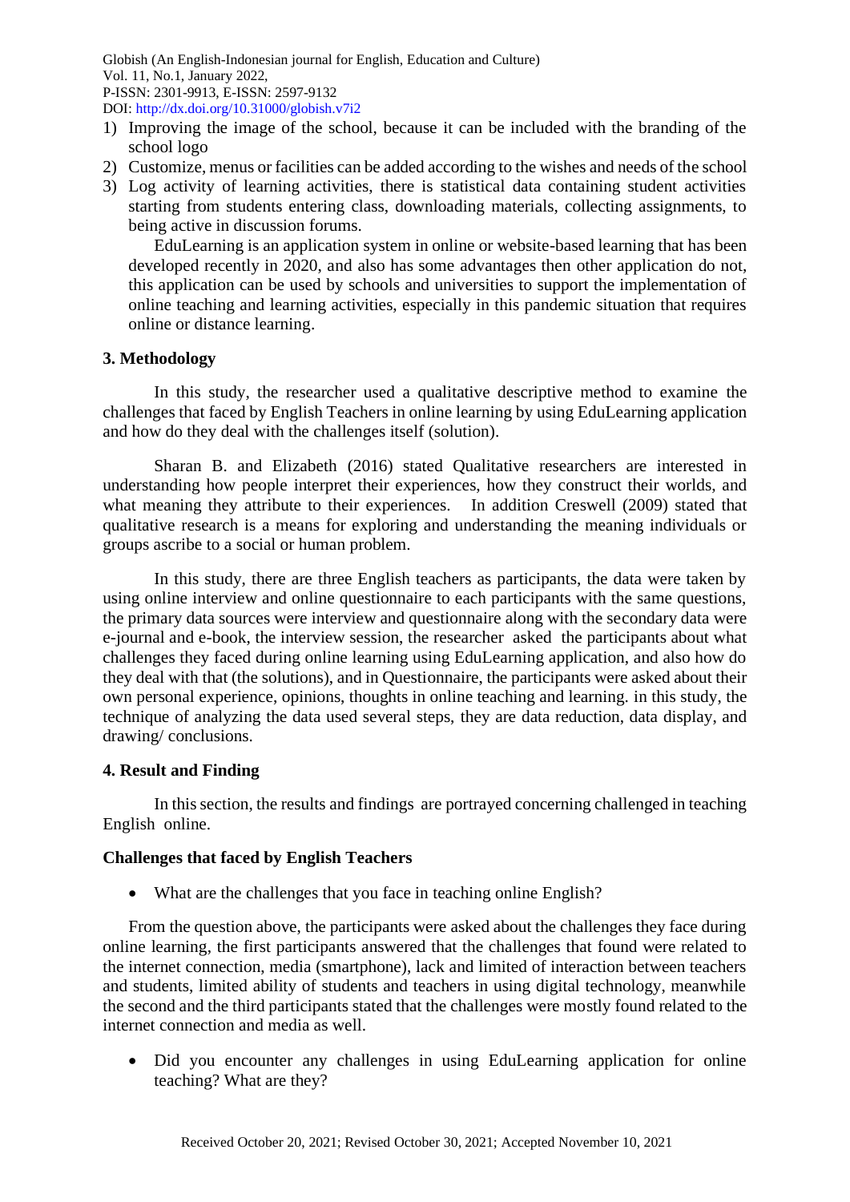1) Improving the image of the school, because it can be included with the branding of the school logo
2) Customize, menus or facilities can be added according to the wishes and needs of the school
3) Log activity of learning activities, there is statistical data containing student activities starting from students entering class, downloading materials, collecting assignments, to being active in discussion forums.

   EduLearning is an application system in online or website-based learning that has been developed recently in 2020, and also has some advantages then other application do not, this application can be used by schools and universities to support the implementation of online teaching and learning activities, especially in this pandemic situation that requires online or distance learning.

## 3. Methodology

In this study, the researcher used a qualitative descriptive method to examine the challenges that faced by English Teachers in online learning by using EduLearning application and how do they deal with the challenges itself (solution).

Sharan B. and Elizabeth (2016) stated Qualitative researchers are interested in understanding how people interpret their experiences, how they construct their worlds, and what meaning they attribute to their experiences. In addition Creswell (2009) stated that qualitative research is a means for exploring and understanding the meaning individuals or groups ascribe to a social or human problem.

In this study, there are three English teachers as participants, the data were taken by using online interview and online questionnaire to each participants with the same questions, the primary data sources were interview and questionnaire along with the secondary data were e-journal and e-book, the interview session, the researcher asked the participants about what challenges they faced during online learning using EduLearning application, and also how do they deal with that (the solutions), and in Questionnaire, the participants were asked about their own personal experience, opinions, thoughts in online teaching and learning. in this study, the technique of analyzing the data used several steps, they are data reduction, data display, and drawing/ conclusions.

## 4. Result and Finding

In this section, the results and findings are portrayed concerning challenged in teaching English online.

### Challenges that faced by English Teachers

- What are the challenges that you face in teaching online English?

From the question above, the participants were asked about the challenges they face during online learning, the first participants answered that the challenges that found were related to the internet connection, media (smartphone), lack and limited of interaction between teachers and students, limited ability of students and teachers in using digital technology, meanwhile the second and the third participants stated that the challenges were mostly found related to the internet connection and media as well.

- Did you encounter any challenges in using EduLearning application for online teaching? What are they?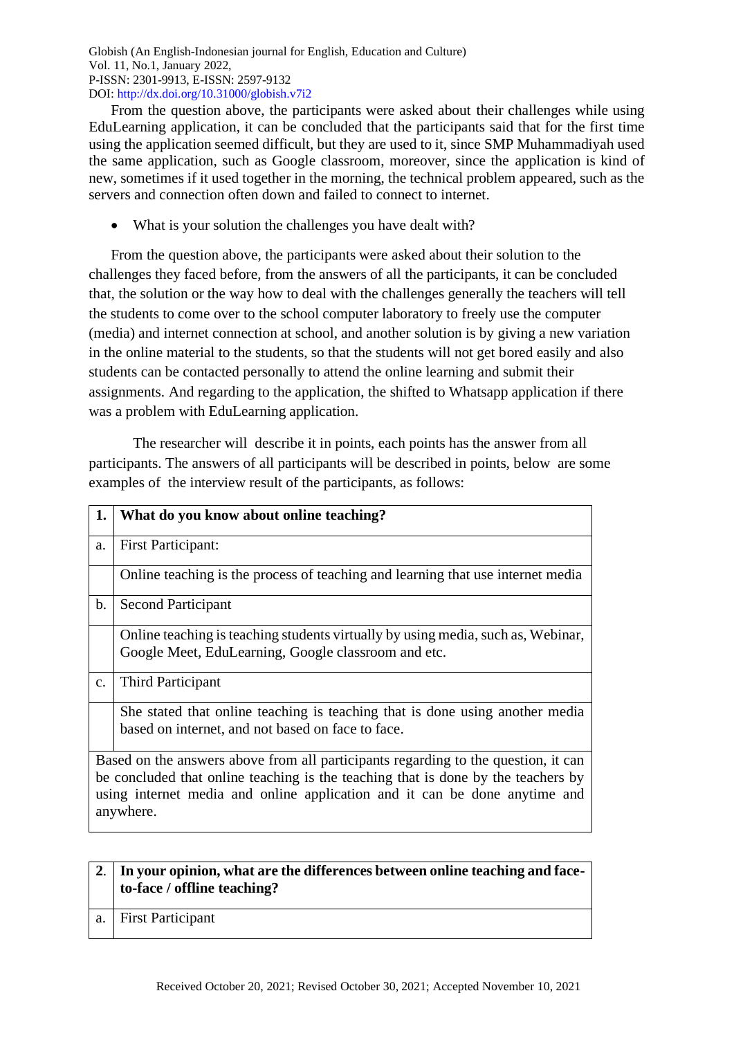From the question above, the participants were asked about their challenges while using EduLearning application, it can be concluded that the participants said that for the first time using the application seemed difficult, but they are used to it, since SMP Muhammadiyah used the same application, such as Google classroom, moreover, since the application is kind of new, sometimes if it used together in the morning, the technical problem appeared, such as the servers and connection often down and failed to connect to internet.

- What is your solution the challenges you have dealt with?

From the question above, the participants were asked about their solution to the challenges they faced before, from the answers of all the participants, it can be concluded that, the solution or the way how to deal with the challenges generally the teachers will tell the students to come over to the school computer laboratory to freely use the computer (media) and internet connection at school, and another solution is by giving a new variation in the online material to the students, so that the students will not get bored easily and also students can be contacted personally to attend the online learning and submit their assignments. And regarding to the application, the shifted to Whatsapp application if there was a problem with EduLearning application.

The researcher will describe it in points, each points has the answer from all participants. The answers of all participants will be described in points, below are some examples of the interview result of the participants, as follows:

| **1.** | **What do you know about online teaching?** |
|---|---|
| a. | First Participant: |
| | Online teaching is the process of teaching and learning that use internet media |
| b. | Second Participant |
| | Online teaching is teaching students virtually by using media, such as, Webinar, Google Meet, EduLearning, Google classroom and etc. |
| c. | Third Participant |
| | She stated that online teaching is teaching that is done using another media based on internet, and not based on face to face. |
| Based on the answers above from all participants regarding to the question, it can be concluded that online teaching is the teaching that is done by the teachers by using internet media and online application and it can be done anytime and anywhere. | |

| **2.** | **In your opinion, what are the differences between online teaching and face-to-face / offline teaching?** |
|---|---|
| a. | First Participant |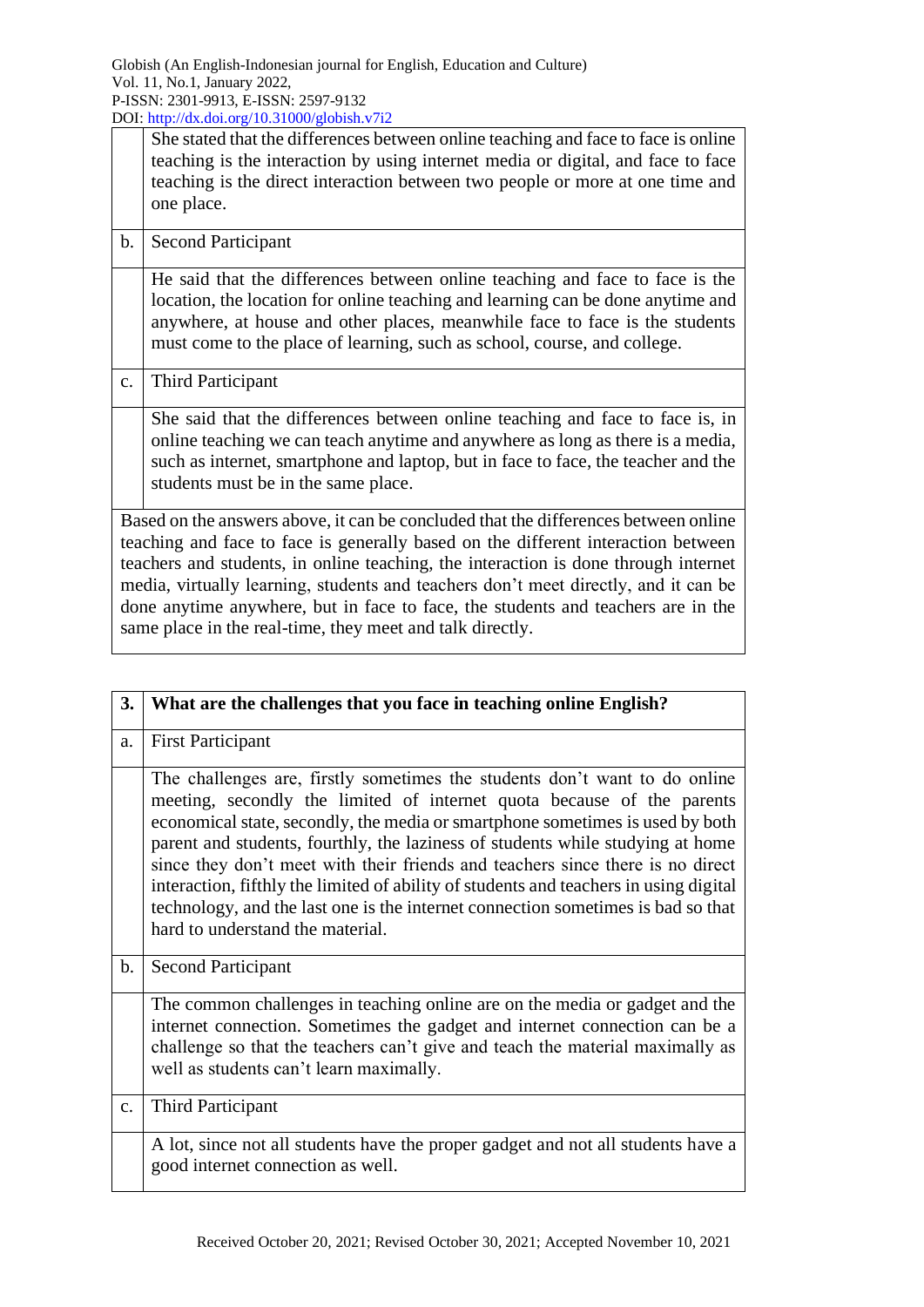| | |
|---|---|
| | She stated that the differences between online teaching and face to face is online teaching is the interaction by using internet media or digital, and face to face teaching is the direct interaction between two people or more at one time and one place. |
| b. | Second Participant |
| | He said that the differences between online teaching and face to face is the location, the location for online teaching and learning can be done anytime and anywhere, at house and other places, meanwhile face to face is the students must come to the place of learning, such as school, course, and college. |
| c. | Third Participant |
| | She said that the differences between online teaching and face to face is, in online teaching we can teach anytime and anywhere as long as there is a media, such as internet, smartphone and laptop, but in face to face, the teacher and the students must be in the same place. |
| Based on the answers above, it can be concluded that the differences between online teaching and face to face is generally based on the different interaction between teachers and students, in online teaching, the interaction is done through internet media, virtually learning, students and teachers don't meet directly, and it can be done anytime anywhere, but in face to face, the students and teachers are in the same place in the real-time, they meet and talk directly. | |

| **3.** | **What are the challenges that you face in teaching online English?** |
|---|---|
| a. | First Participant |
| | The challenges are, firstly sometimes the students don't want to do online meeting, secondly the limited of internet quota because of the parents economical state, secondly, the media or smartphone sometimes is used by both parent and students, fourthly, the laziness of students while studying at home since they don't meet with their friends and teachers since there is no direct interaction, fifthly the limited of ability of students and teachers in using digital technology, and the last one is the internet connection sometimes is bad so that hard to understand the material. |
| b. | Second Participant |
| | The common challenges in teaching online are on the media or gadget and the internet connection. Sometimes the gadget and internet connection can be a challenge so that the teachers can't give and teach the material maximally as well as students can't learn maximally. |
| c. | Third Participant |
| | A lot, since not all students have the proper gadget and not all students have a good internet connection as well. |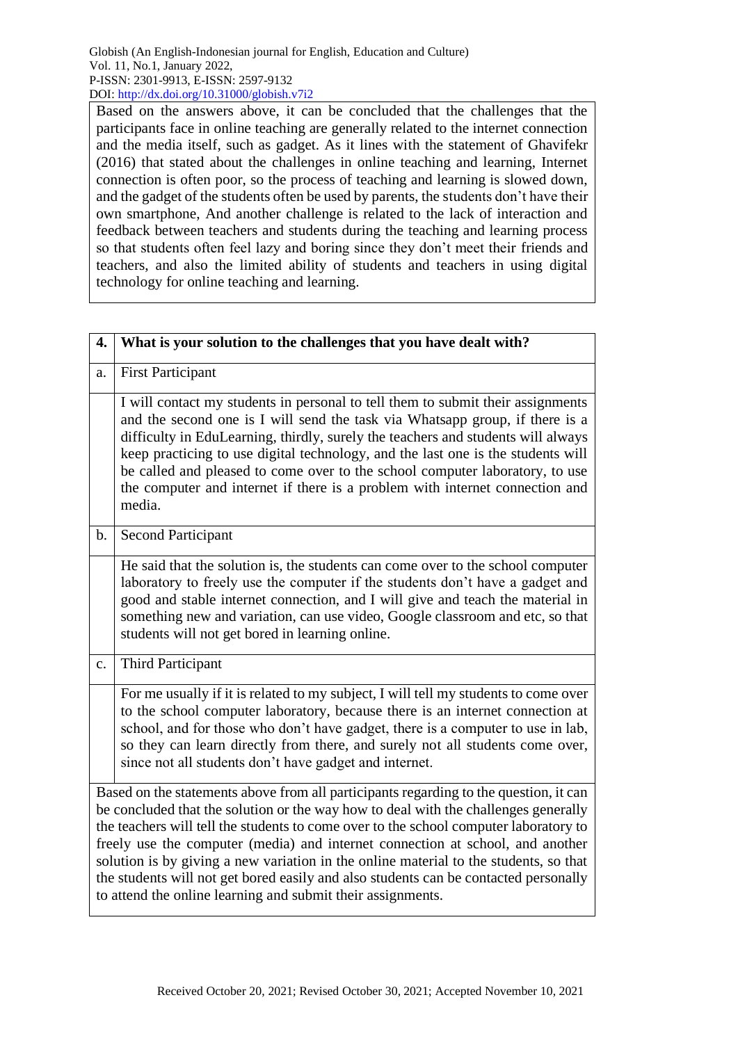Based on the answers above, it can be concluded that the challenges that the participants face in online teaching are generally related to the internet connection and the media itself, such as gadget. As it lines with the statement of Ghavifekr (2016) that stated about the challenges in online teaching and learning, Internet connection is often poor, so the process of teaching and learning is slowed down, and the gadget of the students often be used by parents, the students don't have their own smartphone, And another challenge is related to the lack of interaction and feedback between teachers and students during the teaching and learning process so that students often feel lazy and boring since they don't meet their friends and teachers, and also the limited ability of students and teachers in using digital technology for online teaching and learning.

| **4.** | **What is your solution to the challenges that you have dealt with?** |
|---|---|
| a. | First Participant |
| | I will contact my students in personal to tell them to submit their assignments and the second one is I will send the task via Whatsapp group, if there is a difficulty in EduLearning, thirdly, surely the teachers and students will always keep practicing to use digital technology, and the last one is the students will be called and pleased to come over to the school computer laboratory, to use the computer and internet if there is a problem with internet connection and media. |
| b. | Second Participant |
| | He said that the solution is, the students can come over to the school computer laboratory to freely use the computer if the students don't have a gadget and good and stable internet connection, and I will give and teach the material in something new and variation, can use video, Google classroom and etc, so that students will not get bored in learning online. |
| c. | Third Participant |
| | For me usually if it is related to my subject, I will tell my students to come over to the school computer laboratory, because there is an internet connection at school, and for those who don't have gadget, there is a computer to use in lab, so they can learn directly from there, and surely not all students come over, since not all students don't have gadget and internet. |

Based on the statements above from all participants regarding to the question, it can be concluded that the solution or the way how to deal with the challenges generally the teachers will tell the students to come over to the school computer laboratory to freely use the computer (media) and internet connection at school, and another solution is by giving a new variation in the online material to the students, so that the students will not get bored easily and also students can be contacted personally to attend the online learning and submit their assignments.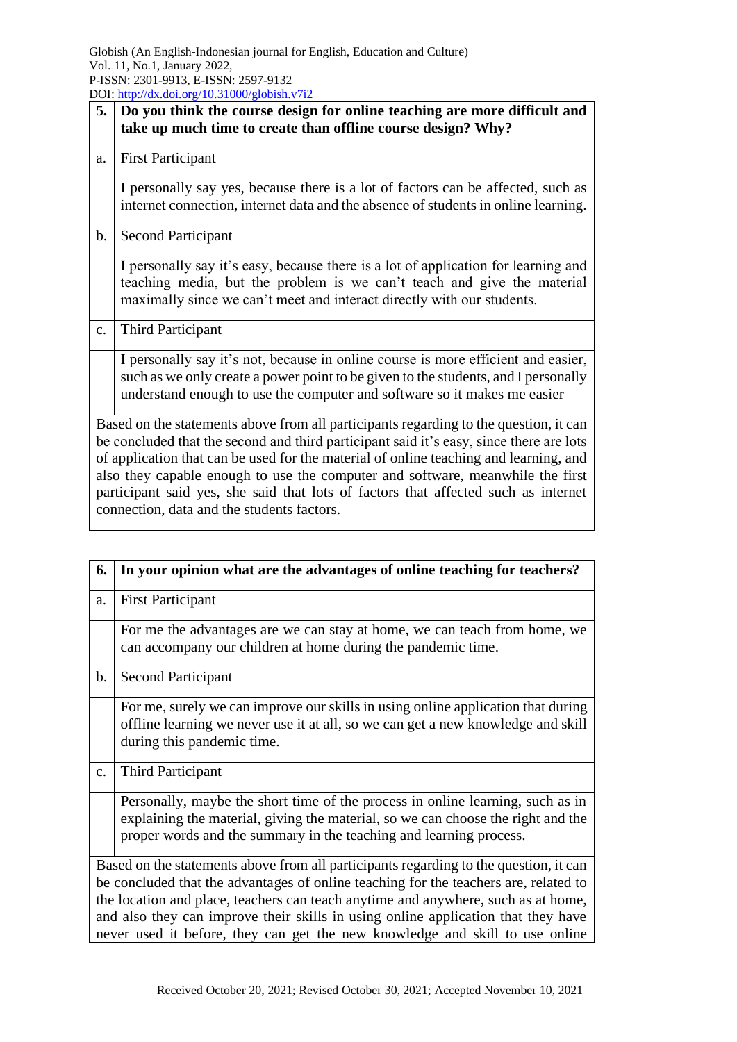| 5. | Do you think the course design for online teaching are more difficult and take up much time to create than offline course design? Why? |
|---|---|
| a. | First Participant |
| | I personally say yes, because there is a lot of factors can be affected, such as internet connection, internet data and the absence of students in online learning. |
| b. | Second Participant |
| | I personally say it's easy, because there is a lot of application for learning and teaching media, but the problem is we can't teach and give the material maximally since we can't meet and interact directly with our students. |
| c. | Third Participant |
| | I personally say it's not, because in online course is more efficient and easier, such as we only create a power point to be given to the students, and I personally understand enough to use the computer and software so it makes me easier |
| Based on the statements above from all participants regarding to the question, it can be concluded that the second and third participant said it's easy, since there are lots of application that can be used for the material of online teaching and learning, and also they capable enough to use the computer and software, meanwhile the first participant said yes, she said that lots of factors that affected such as internet connection, data and the students factors. | |

| 6. | In your opinion what are the advantages of online teaching for teachers? |
|---|---|
| a. | First Participant |
| | For me the advantages are we can stay at home, we can teach from home, we can accompany our children at home during the pandemic time. |
| b. | Second Participant |
| | For me, surely we can improve our skills in using online application that during offline learning we never use it at all, so we can get a new knowledge and skill during this pandemic time. |
| c. | Third Participant |
| | Personally, maybe the short time of the process in online learning, such as in explaining the material, giving the material, so we can choose the right and the proper words and the summary in the teaching and learning process. |
| Based on the statements above from all participants regarding to the question, it can be concluded that the advantages of online teaching for the teachers are, related to the location and place, teachers can teach anytime and anywhere, such as at home, and also they can improve their skills in using online application that they have never used it before, they can get the new knowledge and skill to use online | |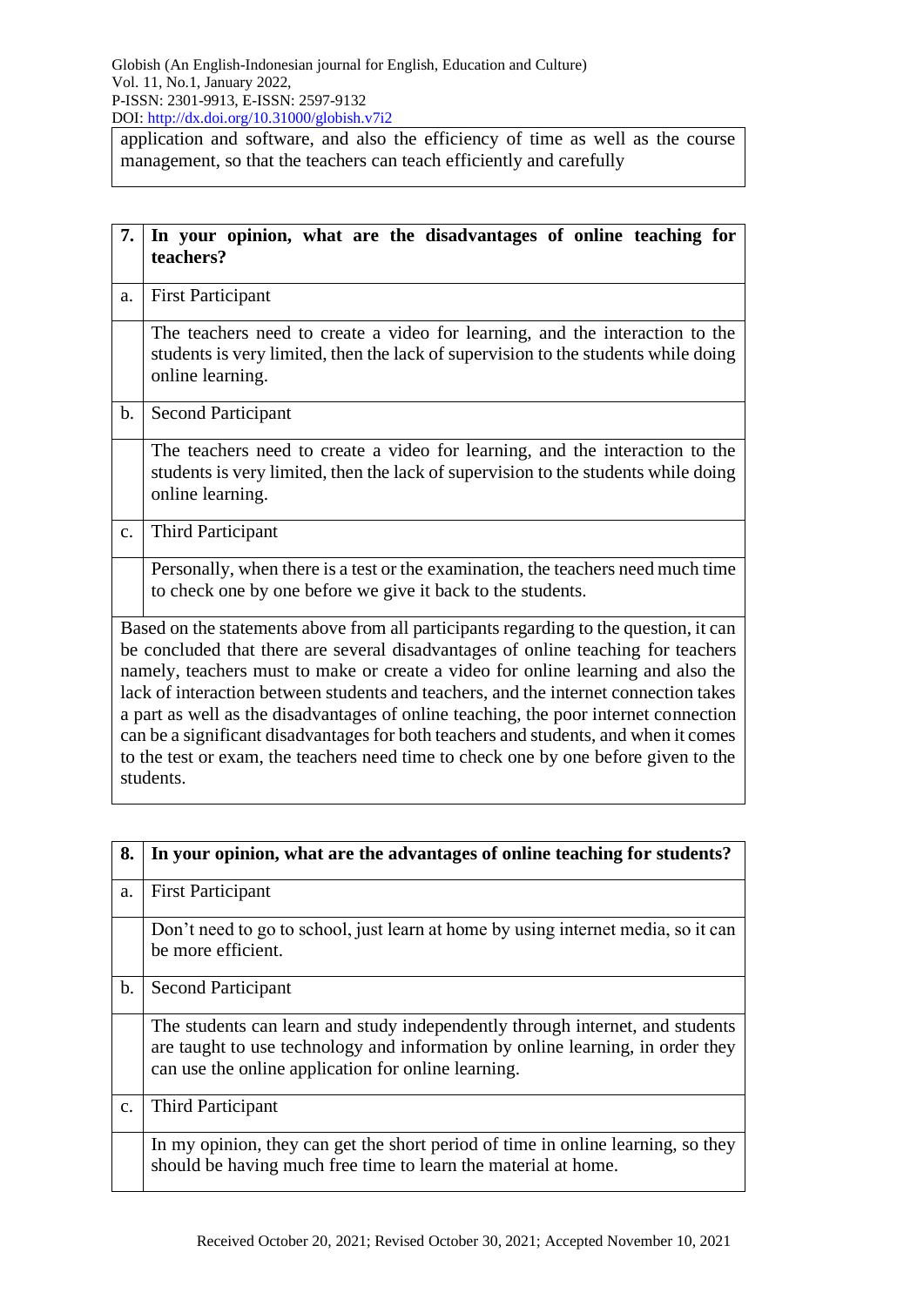| application and software, and also the efficiency of time as well as the course management, so that the teachers can teach efficiently and carefully |
|---|

| 7. | **In your opinion, what are the disadvantages of online teaching for teachers?** |
|---|---|
| a. | First Participant |
| | The teachers need to create a video for learning, and the interaction to the students is very limited, then the lack of supervision to the students while doing online learning. |
| b. | Second Participant |
| | The teachers need to create a video for learning, and the interaction to the students is very limited, then the lack of supervision to the students while doing online learning. |
| c. | Third Participant |
| | Personally, when there is a test or the examination, the teachers need much time to check one by one before we give it back to the students. |
| Based on the statements above from all participants regarding to the question, it can be concluded that there are several disadvantages of online teaching for teachers namely, teachers must to make or create a video for online learning and also the lack of interaction between students and teachers, and the internet connection takes a part as well as the disadvantages of online teaching, the poor internet connection can be a significant disadvantages for both teachers and students, and when it comes to the test or exam, the teachers need time to check one by one before given to the students. | |

| 8. | **In your opinion, what are the advantages of online teaching for students?** |
|---|---|
| a. | First Participant |
| | Don't need to go to school, just learn at home by using internet media, so it can be more efficient. |
| b. | Second Participant |
| | The students can learn and study independently through internet, and students are taught to use technology and information by online learning, in order they can use the online application for online learning. |
| c. | Third Participant |
| | In my opinion, they can get the short period of time in online learning, so they should be having much free time to learn the material at home. |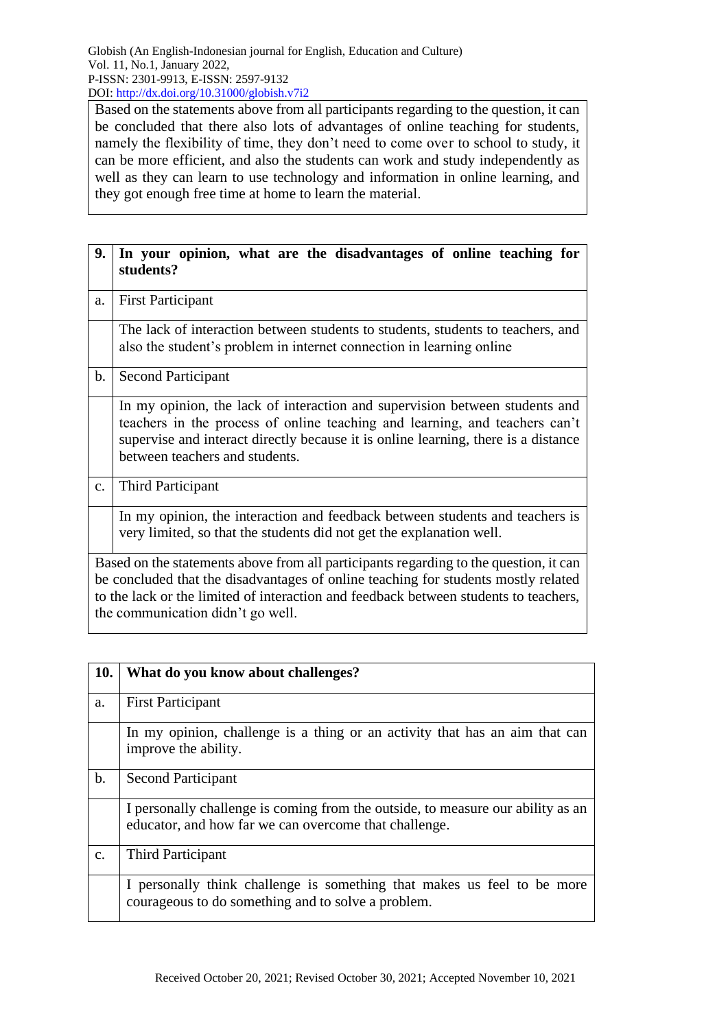| Based on the statements above from all participants regarding to the question, it can be concluded that there also lots of advantages of online teaching for students, namely the flexibility of time, they don't need to come over to school to study, it can be more efficient, and also the students can work and study independently as well as they can learn to use technology and information in online learning, and they got enough free time at home to learn the material. |
|---|

| 9. | In your opinion, what are the disadvantages of online teaching for students? |
|---|---|
| a. | First Participant |
| | The lack of interaction between students to students, students to teachers, and also the student's problem in internet connection in learning online |
| b. | Second Participant |
| | In my opinion, the lack of interaction and supervision between students and teachers in the process of online teaching and learning, and teachers can't supervise and interact directly because it is online learning, there is a distance between teachers and students. |
| c. | Third Participant |
| | In my opinion, the interaction and feedback between students and teachers is very limited, so that the students did not get the explanation well. |
| Based on the statements above from all participants regarding to the question, it can be concluded that the disadvantages of online teaching for students mostly related to the lack or the limited of interaction and feedback between students to teachers, the communication didn't go well. | |

| 10. | What do you know about challenges? |
|---|---|
| a. | First Participant |
| | In my opinion, challenge is a thing or an activity that has an aim that can improve the ability. |
| b. | Second Participant |
| | I personally challenge is coming from the outside, to measure our ability as an educator, and how far we can overcome that challenge. |
| c. | Third Participant |
| | I personally think challenge is something that makes us feel to be more courageous to do something and to solve a problem. |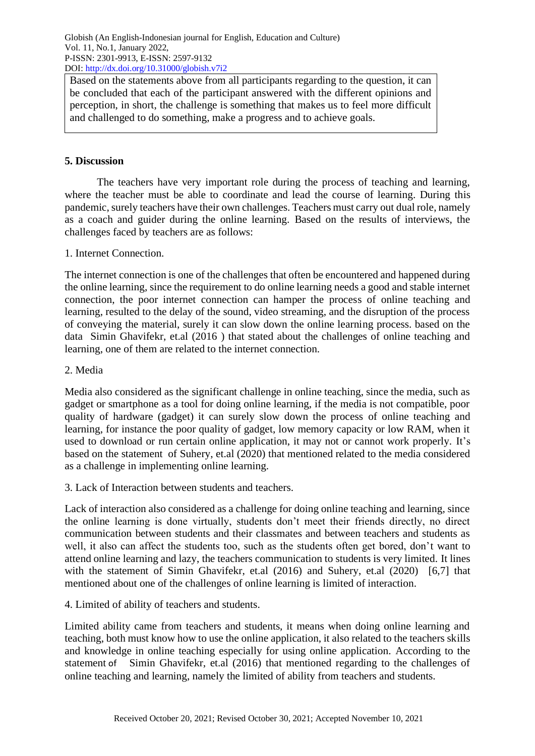Based on the statements above from all participants regarding to the question, it can be concluded that each of the participant answered with the different opinions and perception, in short, the challenge is something that makes us to feel more difficult and challenged to do something, make a progress and to achieve goals.

## 5. Discussion

The teachers have very important role during the process of teaching and learning, where the teacher must be able to coordinate and lead the course of learning. During this pandemic, surely teachers have their own challenges. Teachers must carry out dual role, namely as a coach and guider during the online learning. Based on the results of interviews, the challenges faced by teachers are as follows:

1. Internet Connection.

The internet connection is one of the challenges that often be encountered and happened during the online learning, since the requirement to do online learning needs a good and stable internet connection, the poor internet connection can hamper the process of online teaching and learning, resulted to the delay of the sound, video streaming, and the disruption of the process of conveying the material, surely it can slow down the online learning process. based on the data Simin Ghavifekr, et.al (2016 ) that stated about the challenges of online teaching and learning, one of them are related to the internet connection.

2. Media

Media also considered as the significant challenge in online teaching, since the media, such as gadget or smartphone as a tool for doing online learning, if the media is not compatible, poor quality of hardware (gadget) it can surely slow down the process of online teaching and learning, for instance the poor quality of gadget, low memory capacity or low RAM, when it used to download or run certain online application, it may not or cannot work properly. It's based on the statement of Suhery, et.al (2020) that mentioned related to the media considered as a challenge in implementing online learning.

3. Lack of Interaction between students and teachers.

Lack of interaction also considered as a challenge for doing online teaching and learning, since the online learning is done virtually, students don't meet their friends directly, no direct communication between students and their classmates and between teachers and students as well, it also can affect the students too, such as the students often get bored, don't want to attend online learning and lazy, the teachers communication to students is very limited. It lines with the statement of Simin Ghavifekr, et.al (2016) and Suhery, et.al (2020) [6,7] that mentioned about one of the challenges of online learning is limited of interaction.

4. Limited of ability of teachers and students.

Limited ability came from teachers and students, it means when doing online learning and teaching, both must know how to use the online application, it also related to the teachers skills and knowledge in online teaching especially for using online application. According to the statement of Simin Ghavifekr, et.al (2016) that mentioned regarding to the challenges of online teaching and learning, namely the limited of ability from teachers and students.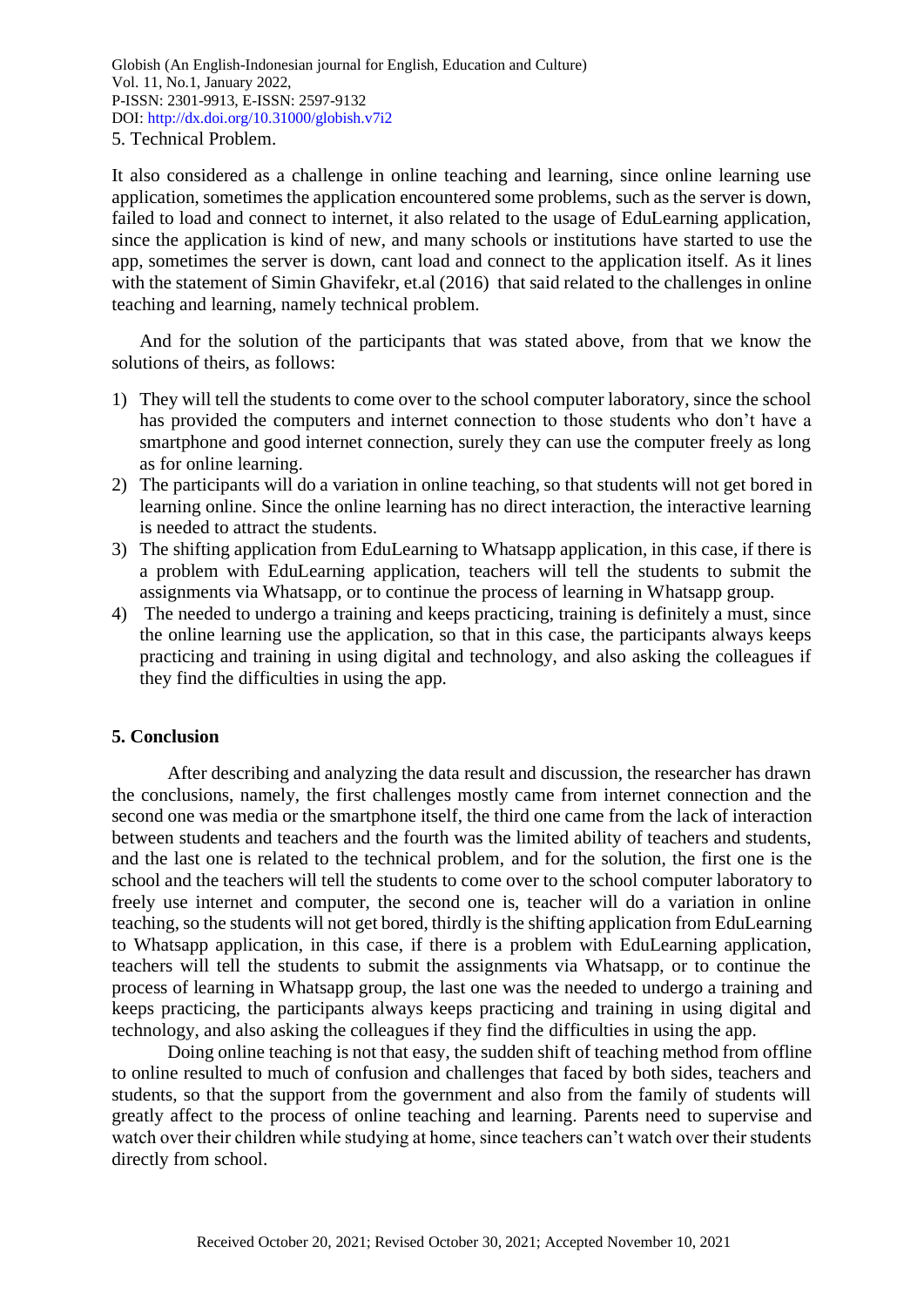5. Technical Problem.

It also considered as a challenge in online teaching and learning, since online learning use application, sometimes the application encountered some problems, such as the server is down, failed to load and connect to internet, it also related to the usage of EduLearning application, since the application is kind of new, and many schools or institutions have started to use the app, sometimes the server is down, cant load and connect to the application itself. As it lines with the statement of Simin Ghavifekr, et.al (2016) that said related to the challenges in online teaching and learning, namely technical problem.

And for the solution of the participants that was stated above, from that we know the solutions of theirs, as follows:

1) They will tell the students to come over to the school computer laboratory, since the school has provided the computers and internet connection to those students who don't have a smartphone and good internet connection, surely they can use the computer freely as long as for online learning.
2) The participants will do a variation in online teaching, so that students will not get bored in learning online. Since the online learning has no direct interaction, the interactive learning is needed to attract the students.
3) The shifting application from EduLearning to Whatsapp application, in this case, if there is a problem with EduLearning application, teachers will tell the students to submit the assignments via Whatsapp, or to continue the process of learning in Whatsapp group.
4) The needed to undergo a training and keeps practicing, training is definitely a must, since the online learning use the application, so that in this case, the participants always keeps practicing and training in using digital and technology, and also asking the colleagues if they find the difficulties in using the app.

## 5. Conclusion

After describing and analyzing the data result and discussion, the researcher has drawn the conclusions, namely, the first challenges mostly came from internet connection and the second one was media or the smartphone itself, the third one came from the lack of interaction between students and teachers and the fourth was the limited ability of teachers and students, and the last one is related to the technical problem, and for the solution, the first one is the school and the teachers will tell the students to come over to the school computer laboratory to freely use internet and computer, the second one is, teacher will do a variation in online teaching, so the students will not get bored, thirdly is the shifting application from EduLearning to Whatsapp application, in this case, if there is a problem with EduLearning application, teachers will tell the students to submit the assignments via Whatsapp, or to continue the process of learning in Whatsapp group, the last one was the needed to undergo a training and keeps practicing, the participants always keeps practicing and training in using digital and technology, and also asking the colleagues if they find the difficulties in using the app.

Doing online teaching is not that easy, the sudden shift of teaching method from offline to online resulted to much of confusion and challenges that faced by both sides, teachers and students, so that the support from the government and also from the family of students will greatly affect to the process of online teaching and learning. Parents need to supervise and watch over their children while studying at home, since teachers can't watch over their students directly from school.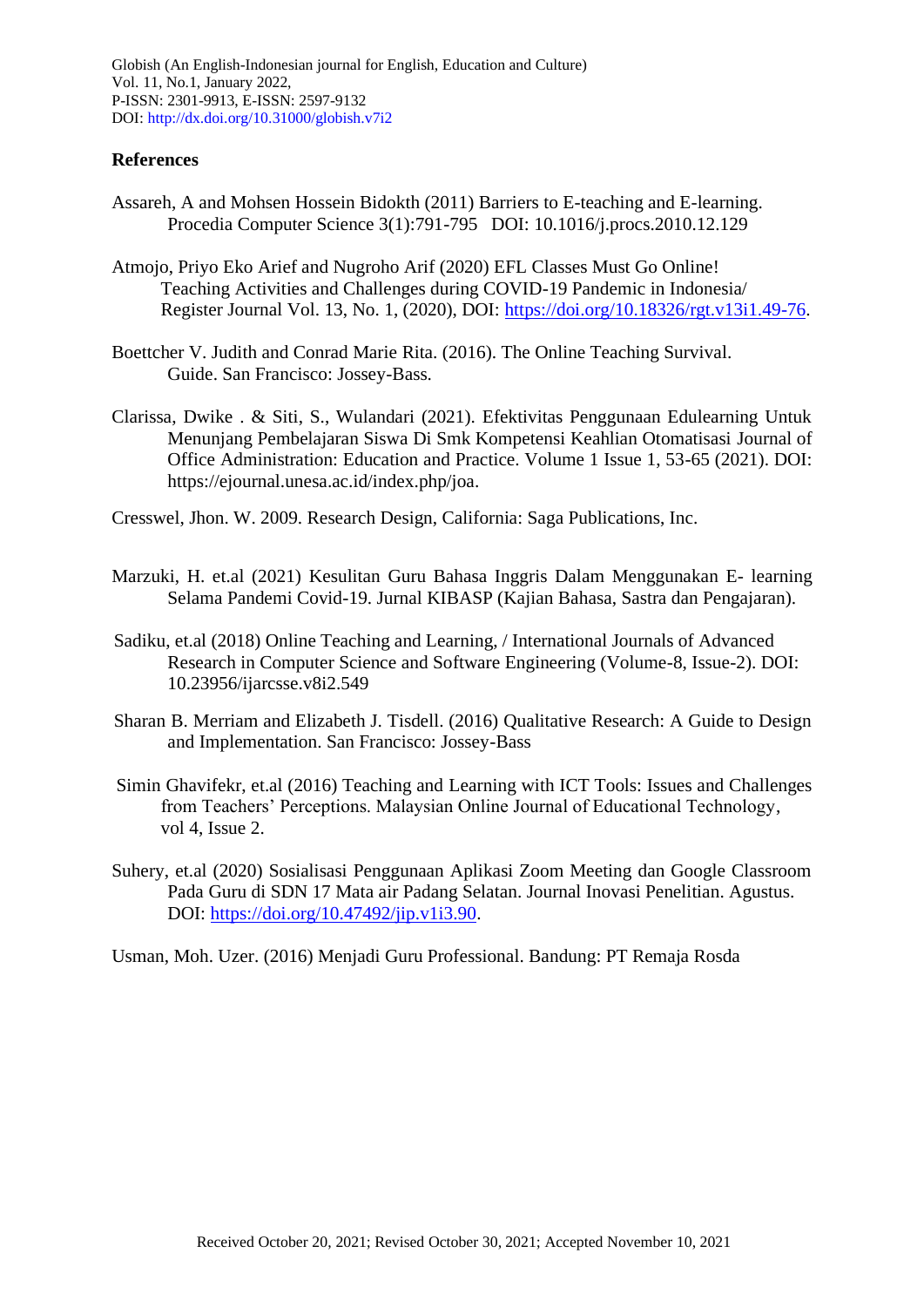## References

Assareh, A and Mohsen Hossein Bidokth (2011) Barriers to E-teaching and E-learning. Procedia Computer Science 3(1):791-795 DOI: 10.1016/j.procs.2010.12.129

Atmojo, Priyo Eko Arief and Nugroho Arif (2020) EFL Classes Must Go Online! Teaching Activities and Challenges during COVID-19 Pandemic in Indonesia/ Register Journal Vol. 13, No. 1, (2020), DOI: https://doi.org/10.18326/rgt.v13i1.49-76.

Boettcher V. Judith and Conrad Marie Rita. (2016). The Online Teaching Survival. Guide. San Francisco: Jossey-Bass.

Clarissa, Dwike . & Siti, S., Wulandari (2021). Efektivitas Penggunaan Edulearning Untuk Menunjang Pembelajaran Siswa Di Smk Kompetensi Keahlian Otomatisasi Journal of Office Administration: Education and Practice. Volume 1 Issue 1, 53-65 (2021). DOI: https://ejournal.unesa.ac.id/index.php/joa.

Cresswel, Jhon. W. 2009. Research Design, California: Saga Publications, Inc.

Marzuki, H. et.al (2021) Kesulitan Guru Bahasa Inggris Dalam Menggunakan E- learning Selama Pandemi Covid-19. Jurnal KIBASP (Kajian Bahasa, Sastra dan Pengajaran).

Sadiku, et.al (2018) Online Teaching and Learning, / International Journals of Advanced Research in Computer Science and Software Engineering (Volume-8, Issue-2). DOI: 10.23956/ijarcsse.v8i2.549

Sharan B. Merriam and Elizabeth J. Tisdell. (2016) Qualitative Research: A Guide to Design and Implementation. San Francisco: Jossey-Bass

Simin Ghavifekr, et.al (2016) Teaching and Learning with ICT Tools: Issues and Challenges from Teachers' Perceptions. Malaysian Online Journal of Educational Technology, vol 4, Issue 2.

Suhery, et.al (2020) Sosialisasi Penggunaan Aplikasi Zoom Meeting dan Google Classroom Pada Guru di SDN 17 Mata air Padang Selatan. Journal Inovasi Penelitian. Agustus. DOI: https://doi.org/10.47492/jip.v1i3.90.

Usman, Moh. Uzer. (2016) Menjadi Guru Professional. Bandung: PT Remaja Rosda

Received October 20, 2021; Revised October 30, 2021; Accepted November 10, 2021